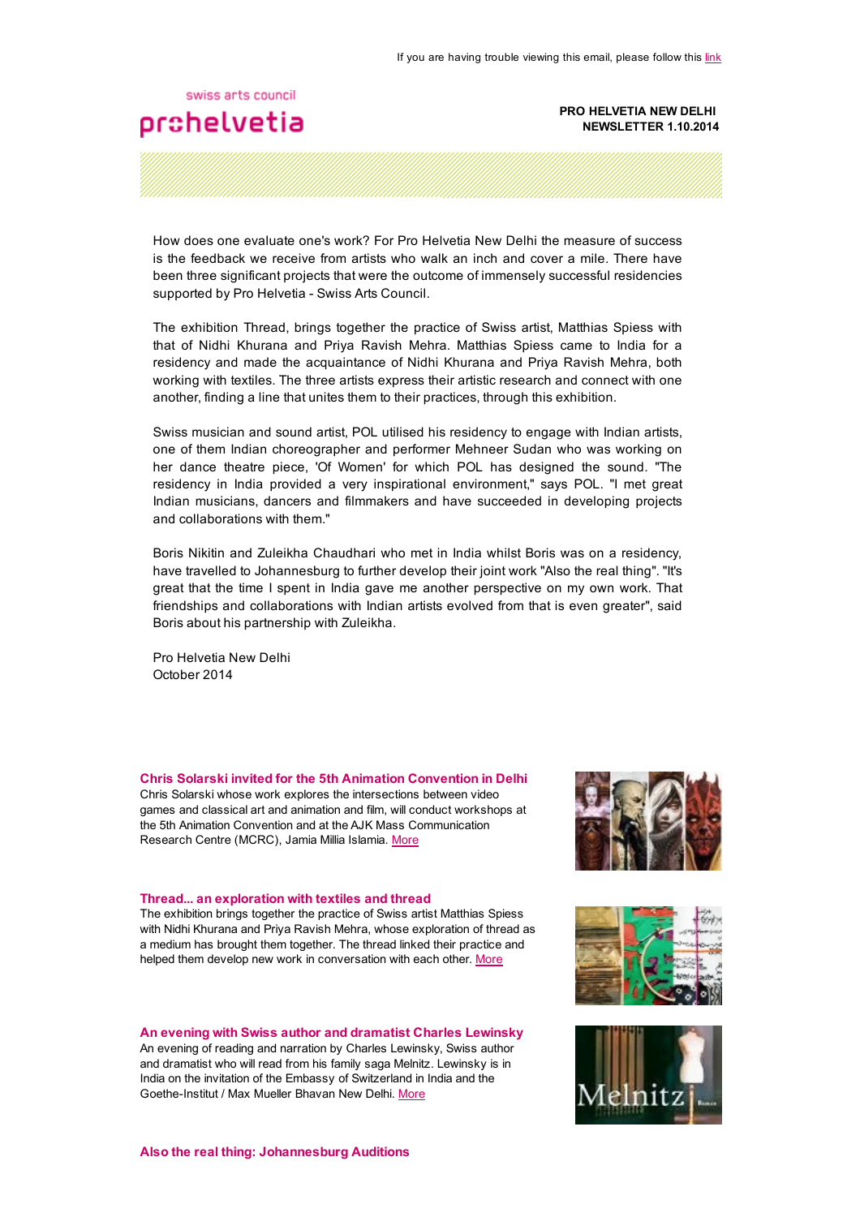If you are having trouble viewing this email, please follow this link

swiss arts council
prohelvetia

**PRO HELVETIA NEW DELHI**
**NEWSLETTER 1.10.2014**

How does one evaluate one's work? For Pro Helvetia New Delhi the measure of success is the feedback we receive from artists who walk an inch and cover a mile. There have been three significant projects that were the outcome of immensely successful residencies supported by Pro Helvetia - Swiss Arts Council.

The exhibition Thread, brings together the practice of Swiss artist, Matthias Spiess with that of Nidhi Khurana and Priya Ravish Mehra. Matthias Spiess came to India for a residency and made the acquaintance of Nidhi Khurana and Priya Ravish Mehra, both working with textiles. The three artists express their artistic research and connect with one another, finding a line that unites them to their practices, through this exhibition.

Swiss musician and sound artist, POL utilised his residency to engage with Indian artists, one of them Indian choreographer and performer Mehneer Sudan who was working on her dance theatre piece, 'Of Women' for which POL has designed the sound. "The residency in India provided a very inspirational environment," says POL. "I met great Indian musicians, dancers and filmmakers and have succeeded in developing projects and collaborations with them."

Boris Nikitin and Zuleikha Chaudhari who met in India whilst Boris was on a residency, have travelled to Johannesburg to further develop their joint work "Also the real thing". "It's great that the time I spent in India gave me another perspective on my own work. That friendships and collaborations with Indian artists evolved from that is even greater", said Boris about his partnership with Zuleikha.

Pro Helvetia New Delhi
October 2014

### Chris Solarski invited for the 5th Animation Convention in Delhi

Chris Solarski whose work explores the intersections between video games and classical art and animation and film, will conduct workshops at the 5th Animation Convention and at the AJK Mass Communication Research Centre (MCRC), Jamia Millia Islamia. More

### Thread... an exploration with textiles and thread

The exhibition brings together the practice of Swiss artist Matthias Spiess with Nidhi Khurana and Priya Ravish Mehra, whose exploration of thread as a medium has brought them together. The thread linked their practice and helped them develop new work in conversation with each other. More

### An evening with Swiss author and dramatist Charles Lewinsky

An evening of reading and narration by Charles Lewinsky, Swiss author and dramatist who will read from his family saga Melnitz. Lewinsky is in India on the invitation of the Embassy of Switzerland in India and the Goethe-Institut / Max Mueller Bhavan New Delhi. More

### Also the real thing: Johannesburg Auditions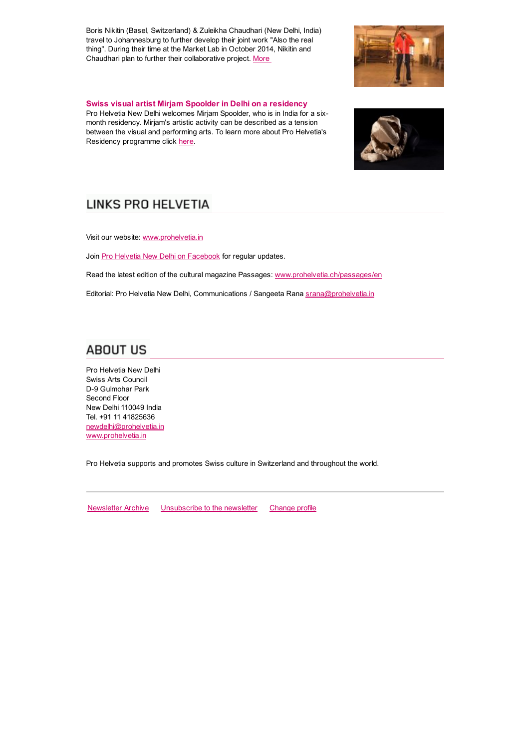Boris Nikitin (Basel, Switzerland) & Zuleikha Chaudhari (New Delhi, India) travel to Johannesburg to further develop their joint work "Also the real thing". During their time at the Market Lab in October 2014, Nikitin and Chaudhari plan to further their collaborative project. More

**Swiss visual artist Mirjam Spoolder in Delhi on a residency**

Pro Helvetia New Delhi welcomes Mirjam Spoolder, who is in India for a six-month residency. Mirjam's artistic activity can be described as a tension between the visual and performing arts. To learn more about Pro Helvetia's Residency programme click here.

## LINKS PRO HELVETIA

Visit our website: www.prohelvetia.in

Join Pro Helvetia New Delhi on Facebook for regular updates.

Read the latest edition of the cultural magazine Passages: www.prohelvetia.ch/passages/en

Editorial: Pro Helvetia New Delhi, Communications / Sangeeta Rana srana@prohelvetia.in

## ABOUT US

Pro Helvetia New Delhi
Swiss Arts Council
D-9 Gulmohar Park
Second Floor
New Delhi 110049 India
Tel. +91 11 41825636
newdelhi@prohelvetia.in
www.prohelvetia.in

Pro Helvetia supports and promotes Swiss culture in Switzerland and throughout the world.

---

Newletter Archive    Unsubscribe to the newsletter    Change profile